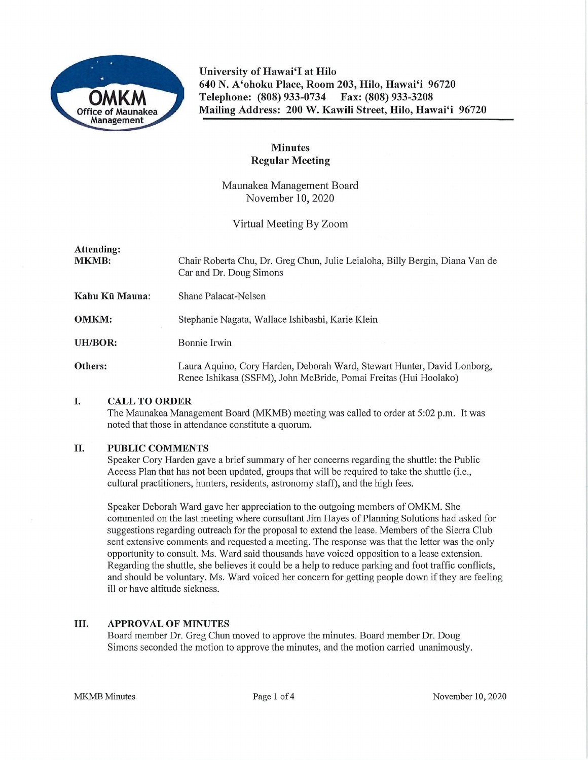University of Hawaiʻi at Hilo
640 N. Aʻohoku Place, Room 203, Hilo, Hawaiʻi 96720
Telephone: (808) 933-0734 Fax: (808) 933-3208
Mailing Address: 200 W. Kawili Street, Hilo, Hawaiʻi 96720

## Minutes
## Regular Meeting

Maunakea Management Board
November 10, 2020

Virtual Meeting By Zoom

**Attending:**

| | |
|---|---|
| **MKMB:** | Chair Roberta Chu, Dr. Greg Chun, Julie Leialoha, Billy Bergin, Diana Van de Car and Dr. Doug Simons |
| **Kahu Kū Mauna:** | Shane Palacat-Nelsen |
| **OMKM:** | Stephanie Nagata, Wallace Ishibashi, Karie Klein |
| **UH/BOR:** | Bonnie Irwin |
| **Others:** | Laura Aquino, Cory Harden, Deborah Ward, Stewart Hunter, David Lonborg, Renee Ishikasa (SSFM), John McBride, Pomai Freitas (Hui Hoolako) |

### I. CALL TO ORDER

The Maunakea Management Board (MKMB) meeting was called to order at 5:02 p.m. It was noted that those in attendance constitute a quorum.

### II. PUBLIC COMMENTS

Speaker Cory Harden gave a brief summary of her concerns regarding the shuttle: the Public Access Plan that has not been updated, groups that will be required to take the shuttle (i.e., cultural practitioners, hunters, residents, astronomy staff), and the high fees.

Speaker Deborah Ward gave her appreciation to the outgoing members of OMKM. She commented on the last meeting where consultant Jim Hayes of Planning Solutions had asked for suggestions regarding outreach for the proposal to extend the lease. Members of the Sierra Club sent extensive comments and requested a meeting. The response was that the letter was the only opportunity to consult. Ms. Ward said thousands have voiced opposition to a lease extension. Regarding the shuttle, she believes it could be a help to reduce parking and foot traffic conflicts, and should be voluntary. Ms. Ward voiced her concern for getting people down if they are feeling ill or have altitude sickness.

### III. APPROVAL OF MINUTES

Board member Dr. Greg Chun moved to approve the minutes. Board member Dr. Doug Simons seconded the motion to approve the minutes, and the motion carried unanimously.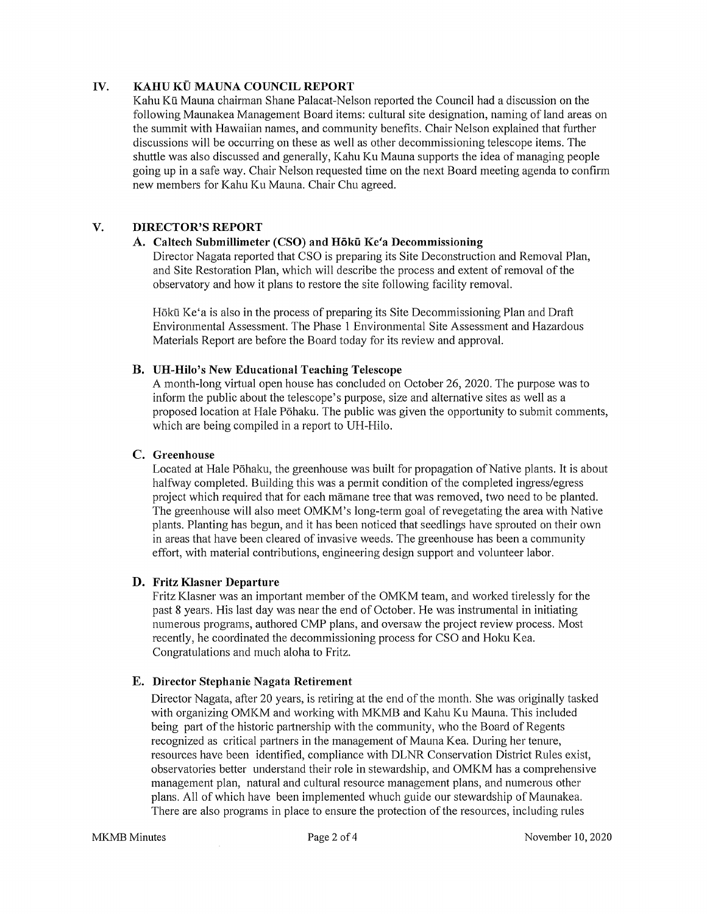## IV. KAHU KŪ MAUNA COUNCIL REPORT

Kahu Kū Mauna chairman Shane Palacat-Nelson reported the Council had a discussion on the following Maunakea Management Board items: cultural site designation, naming of land areas on the summit with Hawaiian names, and community benefits. Chair Nelson explained that further discussions will be occurring on these as well as other decommissioning telescope items. The shuttle was also discussed and generally, Kahu Ku Mauna supports the idea of managing people going up in a safe way. Chair Nelson requested time on the next Board meeting agenda to confirm new members for Kahu Ku Mauna. Chair Chu agreed.

## V. DIRECTOR'S REPORT

### A. Caltech Submillimeter (CSO) and Hōkū Ke'a Decommissioning

Director Nagata reported that CSO is preparing its Site Deconstruction and Removal Plan, and Site Restoration Plan, which will describe the process and extent of removal of the observatory and how it plans to restore the site following facility removal.

Hōkū Ke'a is also in the process of preparing its Site Decommissioning Plan and Draft Environmental Assessment. The Phase 1 Environmental Site Assessment and Hazardous Materials Report are before the Board today for its review and approval.

### B. UH-Hilo's New Educational Teaching Telescope

A month-long virtual open house has concluded on October 26, 2020. The purpose was to inform the public about the telescope's purpose, size and alternative sites as well as a proposed location at Hale Pōhaku. The public was given the opportunity to submit comments, which are being compiled in a report to UH-Hilo.

### C. Greenhouse

Located at Hale Pōhaku, the greenhouse was built for propagation of Native plants. It is about halfway completed. Building this was a permit condition of the completed ingress/egress project which required that for each māmane tree that was removed, two need to be planted. The greenhouse will also meet OMKM's long-term goal of revegetating the area with Native plants. Planting has begun, and it has been noticed that seedlings have sprouted on their own in areas that have been cleared of invasive weeds. The greenhouse has been a community effort, with material contributions, engineering design support and volunteer labor.

### D. Fritz Klasner Departure

Fritz Klasner was an important member of the OMKM team, and worked tirelessly for the past 8 years. His last day was near the end of October. He was instrumental in initiating numerous programs, authored CMP plans, and oversaw the project review process. Most recently, he coordinated the decommissioning process for CSO and Hoku Kea. Congratulations and much aloha to Fritz.

### E. Director Stephanie Nagata Retirement

Director Nagata, after 20 years, is retiring at the end of the month. She was originally tasked with organizing OMKM and working with MKMB and Kahu Ku Mauna. This included being part of the historic partnership with the community, who the Board of Regents recognized as critical partners in the management of Mauna Kea. During her tenure, resources have been identified, compliance with DLNR Conservation District Rules exist, observatories better understand their role in stewardship, and OMKM has a comprehensive management plan, natural and cultural resource management plans, and numerous other plans. All of which have been implemented whuch guide our stewardship of Maunakea. There are also programs in place to ensure the protection of the resources, including rules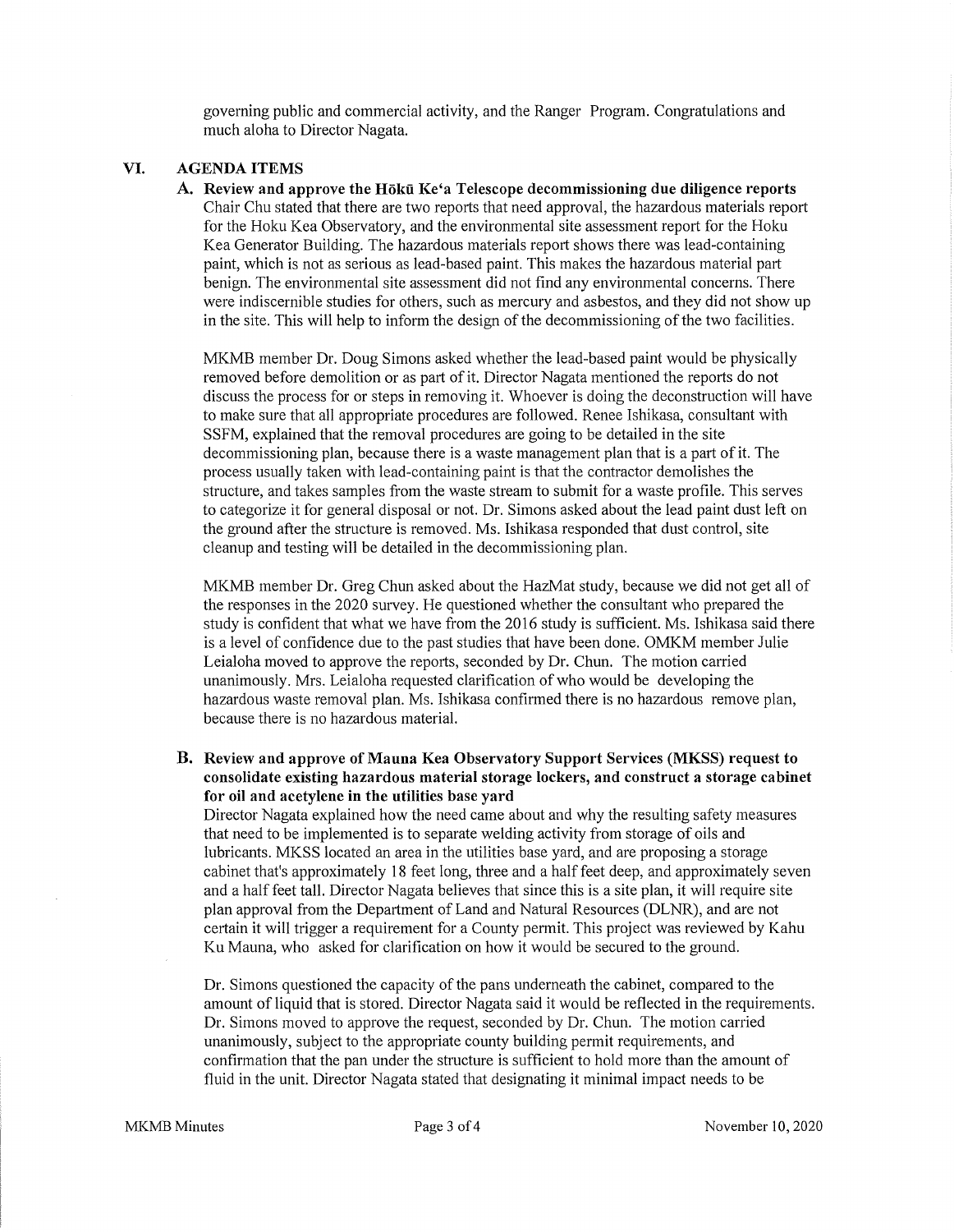governing public and commercial activity, and the Ranger Program. Congratulations and much aloha to Director Nagata.

## VI. AGENDA ITEMS

### A. Review and approve the Hōkū Ke'a Telescope decommissioning due diligence reports

Chair Chu stated that there are two reports that need approval, the hazardous materials report for the Hoku Kea Observatory, and the environmental site assessment report for the Hoku Kea Generator Building. The hazardous materials report shows there was lead-containing paint, which is not as serious as lead-based paint. This makes the hazardous material part benign. The environmental site assessment did not find any environmental concerns. There were indiscernible studies for others, such as mercury and asbestos, and they did not show up in the site. This will help to inform the design of the decommissioning of the two facilities.

MKMB member Dr. Doug Simons asked whether the lead-based paint would be physically removed before demolition or as part of it. Director Nagata mentioned the reports do not discuss the process for or steps in removing it. Whoever is doing the deconstruction will have to make sure that all appropriate procedures are followed. Renee Ishikasa, consultant with SSFM, explained that the removal procedures are going to be detailed in the site decommissioning plan, because there is a waste management plan that is a part of it. The process usually taken with lead-containing paint is that the contractor demolishes the structure, and takes samples from the waste stream to submit for a waste profile. This serves to categorize it for general disposal or not. Dr. Simons asked about the lead paint dust left on the ground after the structure is removed. Ms. Ishikasa responded that dust control, site cleanup and testing will be detailed in the decommissioning plan.

MKMB member Dr. Greg Chun asked about the HazMat study, because we did not get all of the responses in the 2020 survey. He questioned whether the consultant who prepared the study is confident that what we have from the 2016 study is sufficient. Ms. Ishikasa said there is a level of confidence due to the past studies that have been done. OMKM member Julie Leialoha moved to approve the reports, seconded by Dr. Chun. The motion carried unanimously. Mrs. Leialoha requested clarification of who would be developing the hazardous waste removal plan. Ms. Ishikasa confirmed there is no hazardous remove plan, because there is no hazardous material.

### B. Review and approve of Mauna Kea Observatory Support Services (MKSS) request to consolidate existing hazardous material storage lockers, and construct a storage cabinet for oil and acetylene in the utilities base yard

Director Nagata explained how the need came about and why the resulting safety measures that need to be implemented is to separate welding activity from storage of oils and lubricants. MKSS located an area in the utilities base yard, and are proposing a storage cabinet that's approximately 18 feet long, three and a half feet deep, and approximately seven and a half feet tall. Director Nagata believes that since this is a site plan, it will require site plan approval from the Department of Land and Natural Resources (DLNR), and are not certain it will trigger a requirement for a County permit. This project was reviewed by Kahu Ku Mauna, who asked for clarification on how it would be secured to the ground.

Dr. Simons questioned the capacity of the pans underneath the cabinet, compared to the amount of liquid that is stored. Director Nagata said it would be reflected in the requirements. Dr. Simons moved to approve the request, seconded by Dr. Chun. The motion carried unanimously, subject to the appropriate county building permit requirements, and confirmation that the pan under the structure is sufficient to hold more than the amount of fluid in the unit. Director Nagata stated that designating it minimal impact needs to be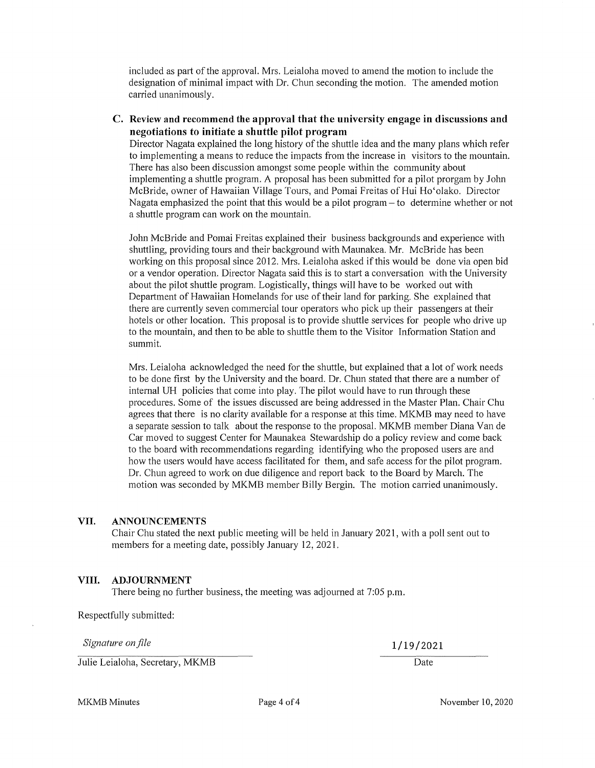included as part of the approval. Mrs. Leialoha moved to amend the motion to include the designation of minimal impact with Dr. Chun seconding the motion. The amended motion carried unanimously.

### C. Review and recommend the approval that the university engage in discussions and negotiations to initiate a shuttle pilot program

Director Nagata explained the long history of the shuttle idea and the many plans which refer to implementing a means to reduce the impacts from the increase in visitors to the mountain. There has also been discussion amongst some people within the community about implementing a shuttle program. A proposal has been submitted for a pilot prorgam by John McBride, owner of Hawaiian Village Tours, and Pomai Freitas of Hui Ho'olako. Director Nagata emphasized the point that this would be a pilot program – to determine whether or not a shuttle program can work on the mountain.

John McBride and Pomai Freitas explained their business backgrounds and experience with shuttling, providing tours and their background with Maunakea. Mr. McBride has been working on this proposal since 2012. Mrs. Leialoha asked if this would be done via open bid or a vendor operation. Director Nagata said this is to start a conversation with the University about the pilot shuttle program. Logistically, things will have to be worked out with Department of Hawaiian Homelands for use of their land for parking. She explained that there are currently seven commercial tour operators who pick up their passengers at their hotels or other location. This proposal is to provide shuttle services for people who drive up to the mountain, and then to be able to shuttle them to the Visitor Information Station and summit.

Mrs. Leialoha acknowledged the need for the shuttle, but explained that a lot of work needs to be done first by the University and the board. Dr. Chun stated that there are a number of internal UH policies that come into play. The pilot would have to run through these procedures. Some of the issues discussed are being addressed in the Master Plan. Chair Chu agrees that there is no clarity available for a response at this time. MKMB may need to have a separate session to talk about the response to the proposal. MKMB member Diana Van de Car moved to suggest Center for Maunakea Stewardship do a policy review and come back to the board with recommendations regarding identifying who the proposed users are and how the users would have access facilitated for them, and safe access for the pilot program. Dr. Chun agreed to work on due diligence and report back to the Board by March. The motion was seconded by MKMB member Billy Bergin. The motion carried unanimously.

## VII. ANNOUNCEMENTS

Chair Chu stated the next public meeting will be held in January 2021, with a poll sent out to members for a meeting date, possibly January 12, 2021.

## VIII. ADJOURNMENT

There being no further business, the meeting was adjourned at 7:05 p.m.

Respectfully submitted:

*Signature on file* — 1/19/2021

Julie Leialoha, Secretary, MKMB — Date